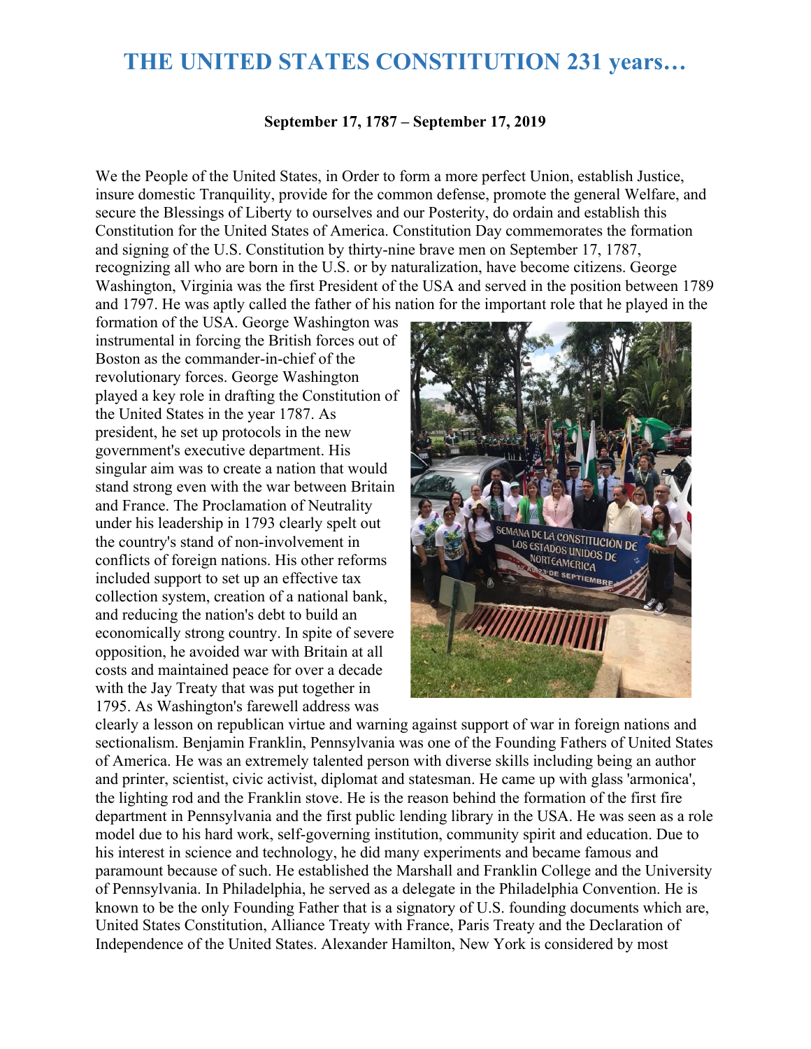# THE UNITED STATES CONSTITUTION 231 years…

**September 17, 1787 – September 17, 2019**

We the People of the United States, in Order to form a more perfect Union, establish Justice, insure domestic Tranquility, provide for the common defense, promote the general Welfare, and secure the Blessings of Liberty to ourselves and our Posterity, do ordain and establish this Constitution for the United States of America. Constitution Day commemorates the formation and signing of the U.S. Constitution by thirty-nine brave men on September 17, 1787, recognizing all who are born in the U.S. or by naturalization, have become citizens. George Washington, Virginia was the first President of the USA and served in the position between 1789 and 1797. He was aptly called the father of his nation for the important role that he played in the formation of the USA. George Washington was instrumental in forcing the British forces out of Boston as the commander-in-chief of the revolutionary forces. George Washington played a key role in drafting the Constitution of the United States in the year 1787. As president, he set up protocols in the new government's executive department. His singular aim was to create a nation that would stand strong even with the war between Britain and France. The Proclamation of Neutrality under his leadership in 1793 clearly spelt out the country's stand of non-involvement in conflicts of foreign nations. His other reforms included support to set up an effective tax collection system, creation of a national bank, and reducing the nation's debt to build an economically strong country. In spite of severe opposition, he avoided war with Britain at all costs and maintained peace for over a decade with the Jay Treaty that was put together in 1795. As Washington's farewell address was clearly a lesson on republican virtue and warning against support of war in foreign nations and sectionalism. Benjamin Franklin, Pennsylvania was one of the Founding Fathers of United States of America. He was an extremely talented person with diverse skills including being an author and printer, scientist, civic activist, diplomat and statesman. He came up with glass 'armonica', the lighting rod and the Franklin stove. He is the reason behind the formation of the first fire department in Pennsylvania and the first public lending library in the USA. He was seen as a role model due to his hard work, self-governing institution, community spirit and education. Due to his interest in science and technology, he did many experiments and became famous and paramount because of such. He established the Marshall and Franklin College and the University of Pennsylvania. In Philadelphia, he served as a delegate in the Philadelphia Convention. He is known to be the only Founding Father that is a signatory of U.S. founding documents which are, United States Constitution, Alliance Treaty with France, Paris Treaty and the Declaration of Independence of the United States. Alexander Hamilton, New York is considered by most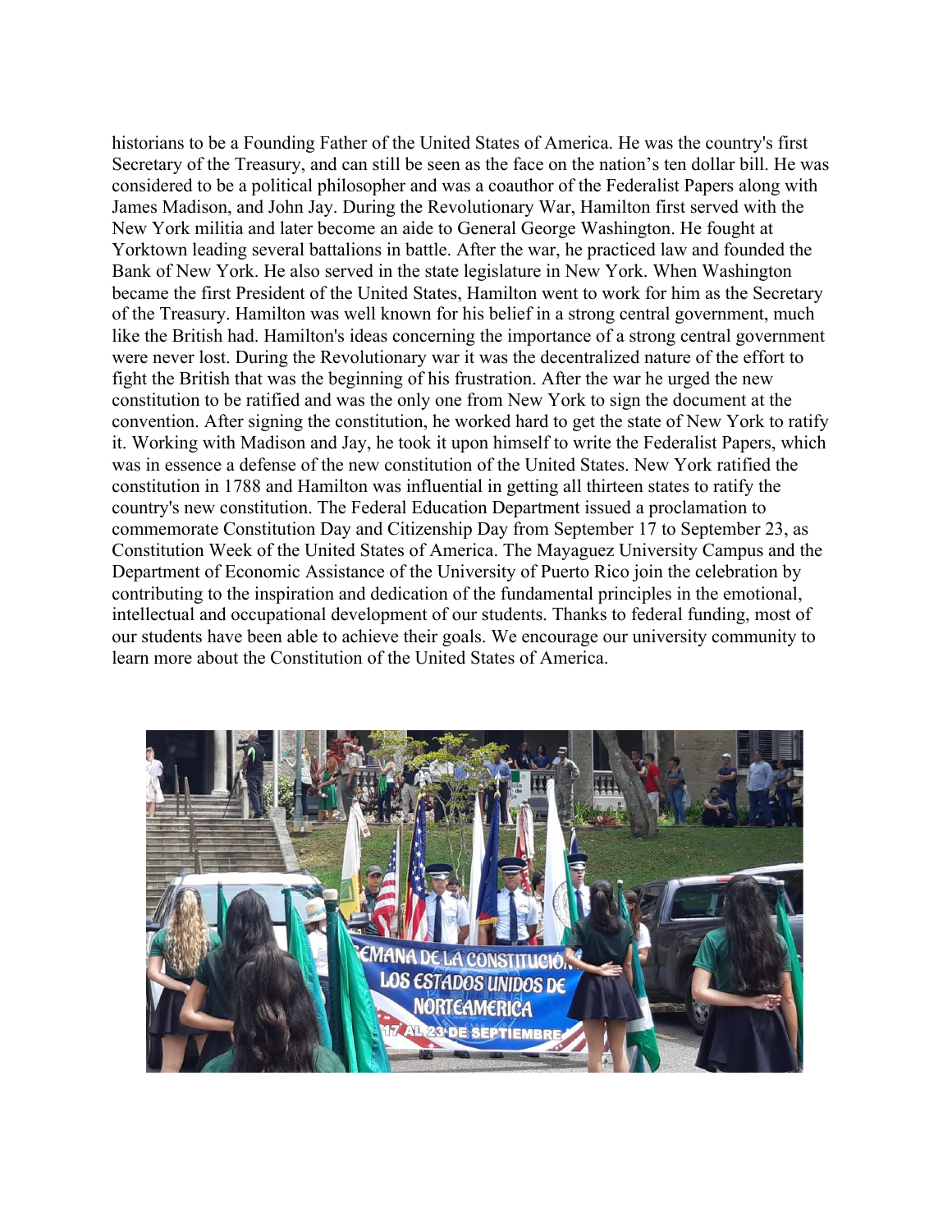historians to be a Founding Father of the United States of America. He was the country's first Secretary of the Treasury, and can still be seen as the face on the nation's ten dollar bill. He was considered to be a political philosopher and was a coauthor of the Federalist Papers along with James Madison, and John Jay. During the Revolutionary War, Hamilton first served with the New York militia and later become an aide to General George Washington. He fought at Yorktown leading several battalions in battle. After the war, he practiced law and founded the Bank of New York. He also served in the state legislature in New York. When Washington became the first President of the United States, Hamilton went to work for him as the Secretary of the Treasury. Hamilton was well known for his belief in a strong central government, much like the British had. Hamilton's ideas concerning the importance of a strong central government were never lost. During the Revolutionary war it was the decentralized nature of the effort to fight the British that was the beginning of his frustration. After the war he urged the new constitution to be ratified and was the only one from New York to sign the document at the convention. After signing the constitution, he worked hard to get the state of New York to ratify it. Working with Madison and Jay, he took it upon himself to write the Federalist Papers, which was in essence a defense of the new constitution of the United States. New York ratified the constitution in 1788 and Hamilton was influential in getting all thirteen states to ratify the country's new constitution. The Federal Education Department issued a proclamation to commemorate Constitution Day and Citizenship Day from September 17 to September 23, as Constitution Week of the United States of America. The Mayaguez University Campus and the Department of Economic Assistance of the University of Puerto Rico join the celebration by contributing to the inspiration and dedication of the fundamental principles in the emotional, intellectual and occupational development of our students. Thanks to federal funding, most of our students have been able to achieve their goals. We encourage our university community to learn more about the Constitution of the United States of America.